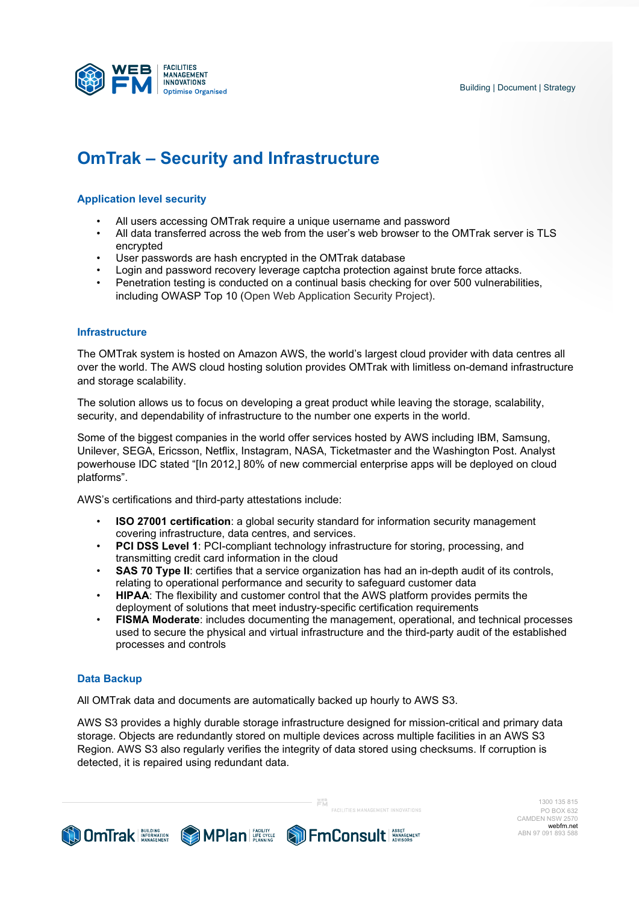# OmTrak – Security and Infrastructure

## Application level security

- All users accessing OMTrak require a unique username and password
- All data transferred across the web from the user's web browser to the OMTrak server is TLS encrypted
- User passwords are hash encrypted in the OMTrak database
- Login and password recovery leverage captcha protection against brute force attacks.
- Penetration testing is conducted on a continual basis checking for over 500 vulnerabilities, including OWASP Top 10 (Open Web Application Security Project).

## Infrastructure

The OMTrak system is hosted on Amazon AWS, the world's largest cloud provider with data centres all over the world. The AWS cloud hosting solution provides OMTrak with limitless on-demand infrastructure and storage scalability.

The solution allows us to focus on developing a great product while leaving the storage, scalability, security, and dependability of infrastructure to the number one experts in the world.

Some of the biggest companies in the world offer services hosted by AWS including IBM, Samsung, Unilever, SEGA, Ericsson, Netflix, Instagram, NASA, Ticketmaster and the Washington Post. Analyst powerhouse IDC stated "[In 2012,] 80% of new commercial enterprise apps will be deployed on cloud platforms".

AWS's certifications and third-party attestations include:

- **ISO 27001 certification**: a global security standard for information security management covering infrastructure, data centres, and services.
- **PCI DSS Level 1**: PCI-compliant technology infrastructure for storing, processing, and transmitting credit card information in the cloud
- **SAS 70 Type II**: certifies that a service organization has had an in-depth audit of its controls, relating to operational performance and security to safeguard customer data
- **HIPAA**: The flexibility and customer control that the AWS platform provides permits the deployment of solutions that meet industry-specific certification requirements
- **FISMA Moderate**: includes documenting the management, operational, and technical processes used to secure the physical and virtual infrastructure and the third-party audit of the established processes and controls

## Data Backup

All OMTrak data and documents are automatically backed up hourly to AWS S3.

AWS S3 provides a highly durable storage infrastructure designed for mission-critical and primary data storage. Objects are redundantly stored on multiple devices across multiple facilities in an AWS S3 Region. AWS S3 also regularly verifies the integrity of data stored using checksums. If corruption is detected, it is repaired using redundant data.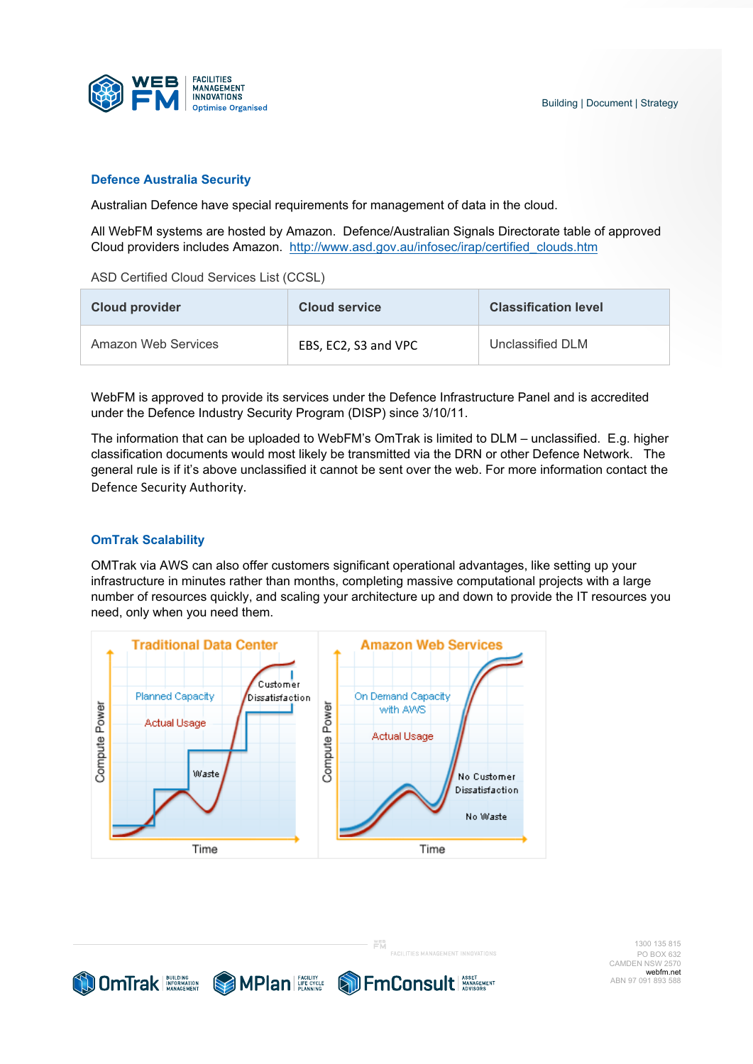## Defence Australia Security

Australian Defence have special requirements for management of data in the cloud.

All WebFM systems are hosted by Amazon. Defence/Australian Signals Directorate table of approved Cloud providers includes Amazon. http://www.asd.gov.au/infosec/irap/certified_clouds.htm

ASD Certified Cloud Services List (CCSL)

| Cloud provider | Cloud service | Classification level |
|---|---|---|
| Amazon Web Services | EBS, EC2, S3 and VPC | Unclassified DLM |

WebFM is approved to provide its services under the Defence Infrastructure Panel and is accredited under the Defence Industry Security Program (DISP) since 3/10/11.

The information that can be uploaded to WebFM's OmTrak is limited to DLM – unclassified. E.g. higher classification documents would most likely be transmitted via the DRN or other Defence Network. The general rule is if it's above unclassified it cannot be sent over the web. For more information contact the Defence Security Authority.

## OmTrak Scalability

OMTrak via AWS can also offer customers significant operational advantages, like setting up your infrastructure in minutes rather than months, completing massive computational projects with a large number of resources quickly, and scaling your architecture up and down to provide the IT resources you need, only when you need them.

Traditional Data Center — Compute Power vs Time: Planned Capacity, Actual Usage, Waste, Customer Dissatisfaction

Amazon Web Services — Compute Power vs Time: On Demand Capacity with AWS, Actual Usage, No Customer Dissatisfaction, No Waste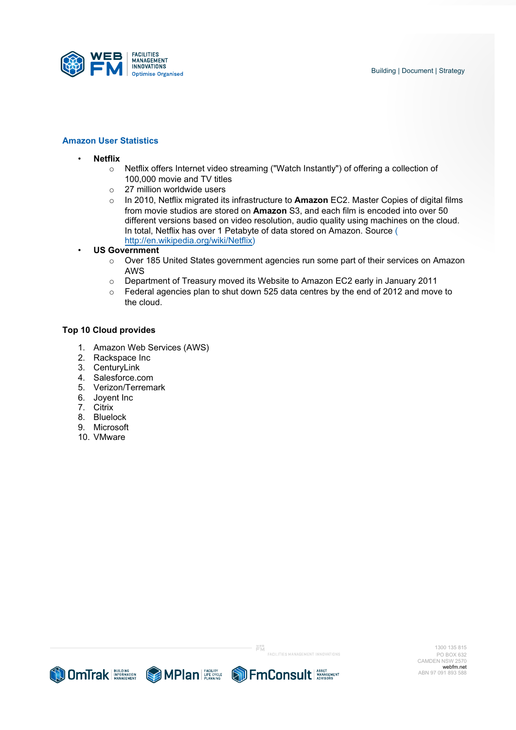## Amazon User Statistics

- **Netflix**
  - Netflix offers Internet video streaming ("Watch Instantly") of offering a collection of 100,000 movie and TV titles
  - 27 million worldwide users
  - In 2010, Netflix migrated its infrastructure to **Amazon** EC2. Master Copies of digital films from movie studios are stored on **Amazon** S3, and each film is encoded into over 50 different versions based on video resolution, audio quality using machines on the cloud. In total, Netflix has over 1 Petabyte of data stored on Amazon. Source (http://en.wikipedia.org/wiki/Netflix)
- **US Government**
  - Over 185 United States government agencies run some part of their services on Amazon AWS
  - Department of Treasury moved its Website to Amazon EC2 early in January 2011
  - Federal agencies plan to shut down 525 data centres by the end of 2012 and move to the cloud.

**Top 10 Cloud provides**

1. Amazon Web Services (AWS)
2. Rackspace Inc
3. CenturyLink
4. Salesforce.com
5. Verizon/Terremark
6. Joyent Inc
7. Citrix
8. Bluelock
9. Microsoft
10. VMware